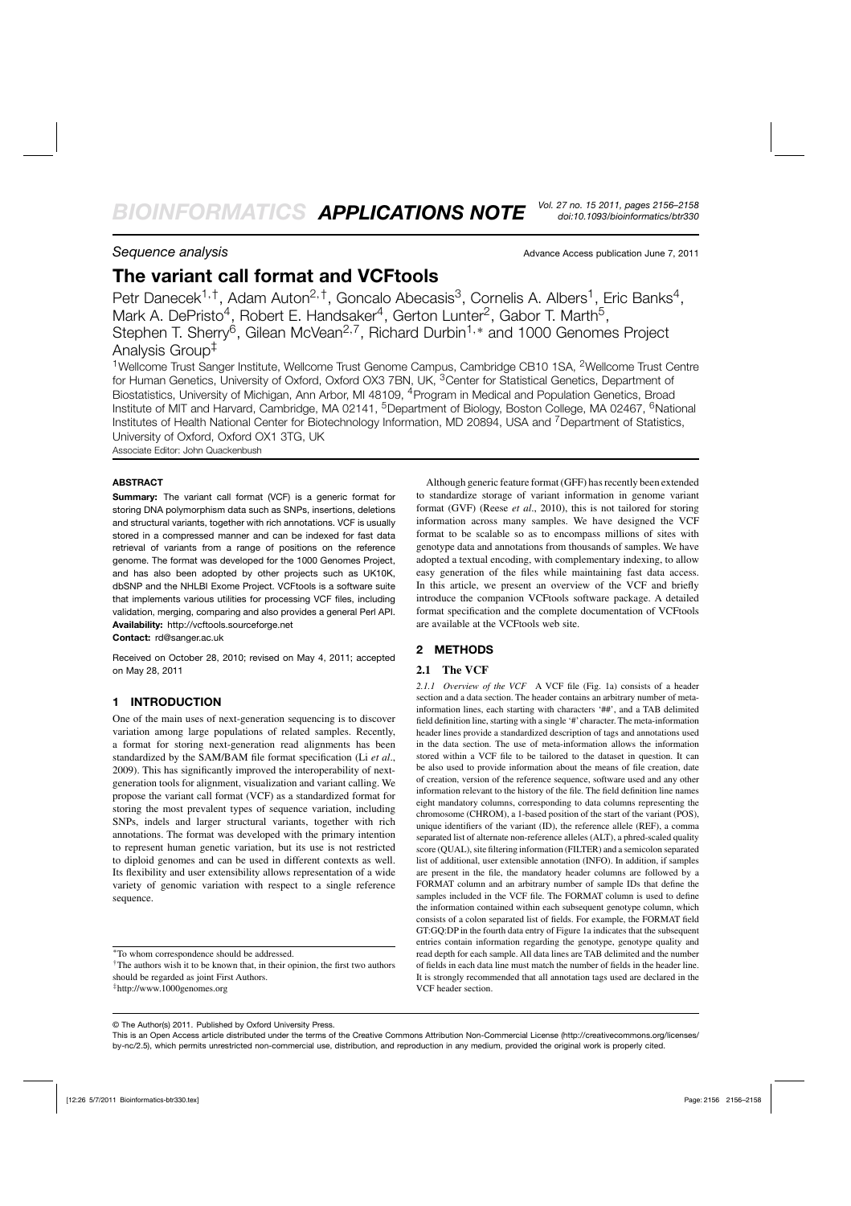*Sequence analysis*

Advance Access publication June 7, 2011

# The variant call format and VCFtools

Petr Danecek[1,†], Adam Auton[2,†], Goncalo Abecasis[3], Cornelis A. Albers[1], Eric Banks[4], Mark A. DePristo[4], Robert E. Handsaker[4], Gerton Lunter[2], Gabor T. Marth[5], Stephen T. Sherry[6], Gilean McVean[2,7], Richard Durbin[1,*] and 1000 Genomes Project Analysis Group[‡]

[1]Wellcome Trust Sanger Institute, Wellcome Trust Genome Campus, Cambridge CB10 1SA, [2]Wellcome Trust Centre for Human Genetics, University of Oxford, Oxford OX3 7BN, UK, [3]Center for Statistical Genetics, Department of Biostatistics, University of Michigan, Ann Arbor, MI 48109, [4]Program in Medical and Population Genetics, Broad Institute of MIT and Harvard, Cambridge, MA 02141, [5]Department of Biology, Boston College, MA 02467, [6]National Institutes of Health National Center for Biotechnology Information, MD 20894, USA and [7]Department of Statistics, University of Oxford, Oxford OX1 3TG, UK

Associate Editor: John Quackenbush

### ABSTRACT

**Summary:** The variant call format (VCF) is a generic format for storing DNA polymorphism data such as SNPs, insertions, deletions and structural variants, together with rich annotations. VCF is usually stored in a compressed manner and can be indexed for fast data retrieval of variants from a range of positions on the reference genome. The format was developed for the 1000 Genomes Project, and has also been adopted by other projects such as UK10K, dbSNP and the NHLBI Exome Project. VCFtools is a software suite that implements various utilities for processing VCF files, including validation, merging, comparing and also provides a general Perl API.

**Availability:** http://vcftools.sourceforge.net

**Contact:** rd@sanger.ac.uk

Received on October 28, 2010; revised on May 4, 2011; accepted on May 28, 2011

## 1 INTRODUCTION

One of the main uses of next-generation sequencing is to discover variation among large populations of related samples. Recently, a format for storing next-generation read alignments has been standardized by the SAM/BAM file format specification (Li *et al*., 2009). This has significantly improved the interoperability of next-generation tools for alignment, visualization and variant calling. We propose the variant call format (VCF) as a standardized format for storing the most prevalent types of sequence variation, including SNPs, indels and larger structural variants, together with rich annotations. The format was developed with the primary intention to represent human genetic variation, but its use is not restricted to diploid genomes and can be used in different contexts as well. Its flexibility and user extensibility allows representation of a wide variety of genomic variation with respect to a single reference sequence.

Although generic feature format (GFF) has recently been extended to standardize storage of variant information in genome variant format (GVF) (Reese *et al*., 2010), this is not tailored for storing information across many samples. We have designed the VCF format to be scalable so as to encompass millions of sites with genotype data and annotations from thousands of samples. We have adopted a textual encoding, with complementary indexing, to allow easy generation of the files while maintaining fast data access. In this article, we present an overview of the VCF and briefly introduce the companion VCFtools software package. A detailed format specification and the complete documentation of VCFtools are available at the VCFtools web site.

## 2 METHODS

### 2.1 The VCF

*2.1.1 Overview of the VCF* A VCF file (Fig. 1a) consists of a header section and a data section. The header contains an arbitrary number of meta-information lines, each starting with characters '##', and a TAB delimited field definition line, starting with a single '#' character. The meta-information header lines provide a standardized description of tags and annotations used in the data section. The use of meta-information allows the information stored within a VCF file to be tailored to the dataset in question. It can be also used to provide information about the means of file creation, date of creation, version of the reference sequence, software used and any other information relevant to the history of the file. The field definition line names eight mandatory columns, corresponding to data columns representing the chromosome (CHROM), a 1-based position of the start of the variant (POS), unique identifiers of the variant (ID), the reference allele (REF), a comma separated list of alternate non-reference alleles (ALT), a phred-scaled quality score (QUAL), site filtering information (FILTER) and a semicolon separated list of additional, user extensible annotation (INFO). In addition, if samples are present in the file, the mandatory header columns are followed by a FORMAT column and an arbitrary number of sample IDs that define the samples included in the VCF file. The FORMAT column is used to define the information contained within each subsequent genotype column, which consists of a colon separated list of fields. For example, the FORMAT field GT:GQ:DP in the fourth data entry of Figure 1a indicates that the subsequent entries contain information regarding the genotype, genotype quality and read depth for each sample. All data lines are TAB delimited and the number of fields in each data line must match the number of fields in the header line. It is strongly recommended that all annotation tags used are declared in the VCF header section.

*To whom correspondence should be addressed.

†The authors wish it to be known that, in their opinion, the first two authors should be regarded as joint First Authors.

‡http://www.1000genomes.org

© The Author(s) 2011. Published by Oxford University Press.

This is an Open Access article distributed under the terms of the Creative Commons Attribution Non-Commercial License (http://creativecommons.org/licenses/by-nc/2.5), which permits unrestricted non-commercial use, distribution, and reproduction in any medium, provided the original work is properly cited.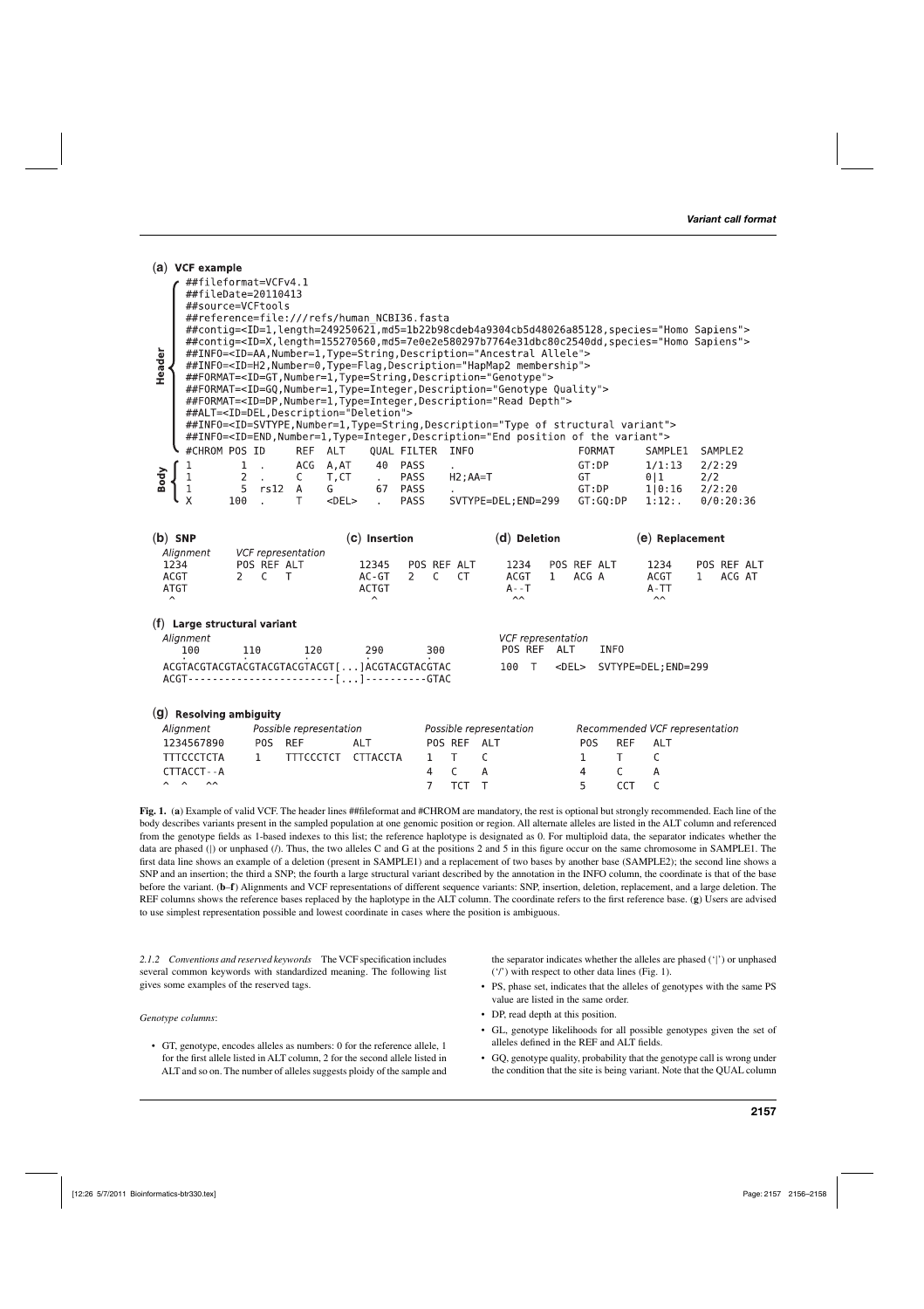## (a) VCF example

```
##fileformat=VCFv4.1
##fileDate=20110413
##source=VCFtools
##reference=file:///refs/human_NCBI36.fasta
##contig=<ID=1,length=249250621,md5=1b22b98cdeb4a9304cb5d48026a85128,species="Homo Sapiens">
##contig=<ID=X,length=155270560,md5=7e0e2e580297b7764e31dbc80c2540dd,species="Homo Sapiens">
##INFO=<ID=AA,Number=1,Type=String,Description="Ancestral Allele">
##INFO=<ID=H2,Number=0,Type=Flag,Description="HapMap2 membership">
##FORMAT=<ID=GT,Number=1,Type=String,Description="Genotype">
##FORMAT=<ID=GQ,Number=1,Type=Integer,Description="Genotype Quality">
##FORMAT=<ID=DP,Number=1,Type=Integer,Description="Read Depth">
##ALT=<ID=DEL,Description="Deletion">
##INFO=<ID=SVTYPE,Number=1,Type=String,Description="Type of structural variant">
##INFO=<ID=END,Number=1,Type=Integer,Description="End position of the variant">
#CHROM POS ID   REF ALT    QUAL FILTER INFO                FORMAT    SAMPLE1   SAMPLE2
1      1   .    ACG A,AT   40   PASS   .                   GT:DP     1/1:13    2/2:29
1      2   .    C   T,CT   .    PASS   H2;AA=T             GT        0|1       2/2
1      5   rs12 A   G      67   PASS   .                   GT:DP     1|0:16    2/2:20
X      100 .    T   <DEL>  .    PASS   SVTYPE=DEL;END=299  GT:GQ:DP  1:12:.    0/0:20:36
```

(Header: lines starting with ## and #CHROM; Body: data lines)

## (b) SNP

```
Alignment    VCF representation
1234         POS REF ALT
ACGT         2   C   T
ATGT
 ^
```

## (c) Insertion

```
12345    POS REF ALT
AC-GT    2   C   CT
ACTGT
  ^
```

## (d) Deletion

```
1234    POS REF ALT
ACGT    1   ACG A
A--T
 ^^
```

## (e) Replacement

```
1234    POS REF ALT
ACGT    1   ACG AT
A-TT
 ^^
```

## (f) Large structural variant

```
Alignment                                              VCF representation
 100       110       120         290       300         POS REF ALT    INFO
  .         .         .           .         .          100 T   <DEL>  SVTYPE=DEL;END=299
ACGTACGTACGTACGTACGTACGT[...]ACGTACGTACGTAC
ACGT--------------------[...]----------GTAC
```

## (g) Resolving ambiguity

```
Alignment     Possible representation       Possible representation    Recommended VCF representation
1234567890    POS REF       ALT             POS REF ALT                POS REF ALT
TTTCCCTCTA    1   TTTCCCTCT CTTACCTA        1   T   C                  1   T   C
CTTACCT--A                                  4   C   A                  4   C   A
^  ^    ^^                                  7   TCT T                  5   CCT C
```

**Fig. 1.** (**a**) Example of valid VCF. The header lines ##fileformat and #CHROM are mandatory, the rest is optional but strongly recommended. Each line of the body describes variants present in the sampled population at one genomic position or region. All alternate alleles are listed in the ALT column and referenced from the genotype fields as 1-based indexes to this list; the reference haplotype is designated as 0. For multiploid data, the separator indicates whether the data are phased (|) or unphased (/). Thus, the two alleles C and G at the positions 2 and 5 in this figure occur on the same chromosome in SAMPLE1. The first data line shows an example of a deletion (present in SAMPLE1) and a replacement of two bases by another base (SAMPLE2); the second line shows a SNP and an insertion; the third a SNP; the fourth a large structural variant described by the annotation in the INFO column, the coordinate is that of the base before the variant. (**b**–**f**) Alignments and VCF representations of different sequence variants: SNP, insertion, deletion, replacement, and a large deletion. The REF columns shows the reference bases replaced by the haplotype in the ALT column. The coordinate refers to the first reference base. (**g**) Users are advised to use simplest representation possible and lowest coordinate in cases where the position is ambiguous.

*2.1.2 Conventions and reserved keywords* The VCF specification includes several common keywords with standardized meaning. The following list gives some examples of the reserved tags.

*Genotype columns*:

- GT, genotype, encodes alleles as numbers: 0 for the reference allele, 1 for the first allele listed in ALT column, 2 for the second allele listed in ALT and so on. The number of alleles suggests ploidy of the sample and the separator indicates whether the alleles are phased ('|') or unphased ('/') with respect to other data lines (Fig. 1).
- PS, phase set, indicates that the alleles of genotypes with the same PS value are listed in the same order.
- DP, read depth at this position.
- GL, genotype likelihoods for all possible genotypes given the set of alleles defined in the REF and ALT fields.
- GQ, genotype quality, probability that the genotype call is wrong under the condition that the site is being variant. Note that the QUAL column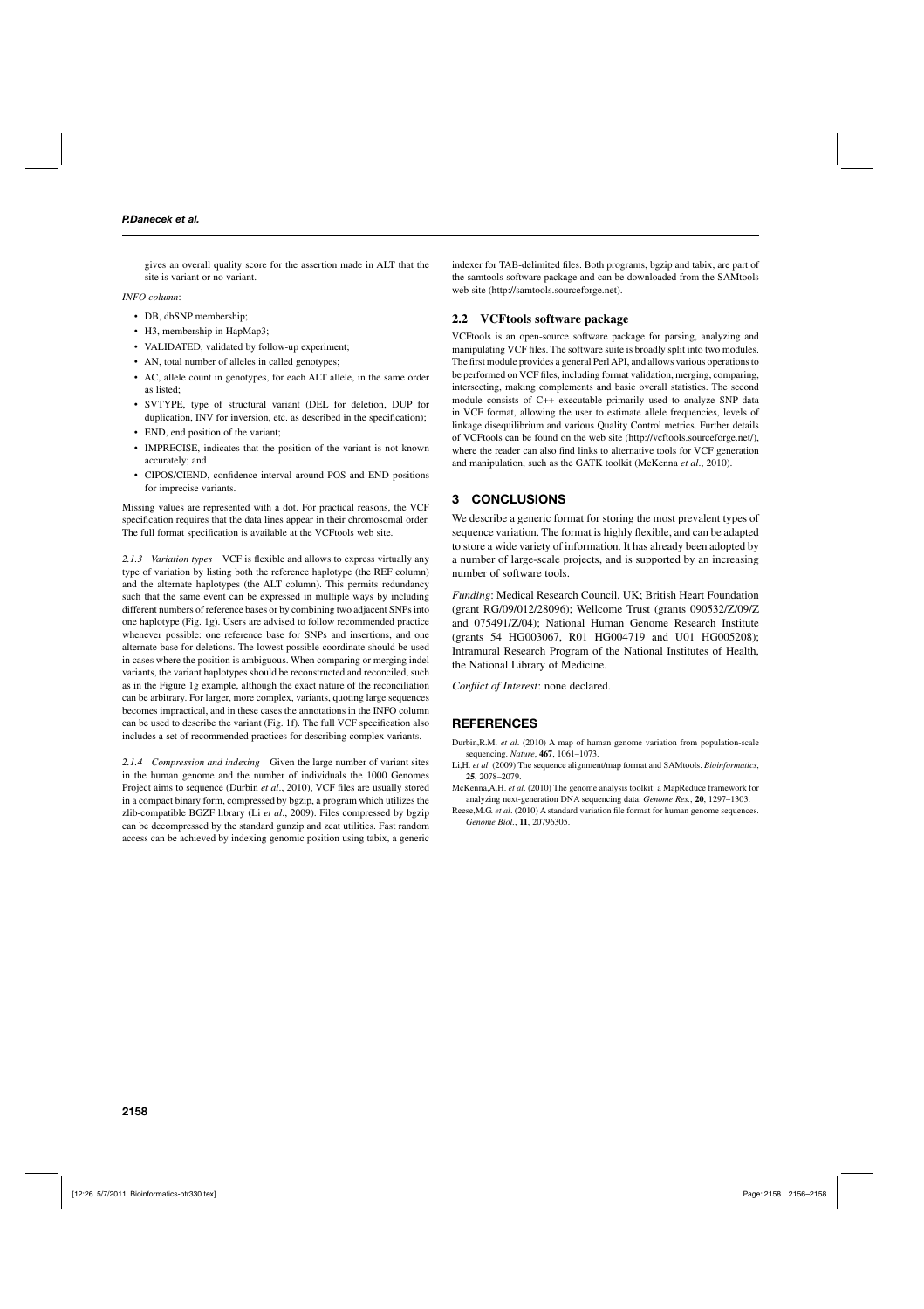gives an overall quality score for the assertion made in ALT that the site is variant or no variant.

*INFO column*:

- DB, dbSNP membership;
- H3, membership in HapMap3;
- VALIDATED, validated by follow-up experiment;
- AN, total number of alleles in called genotypes;
- AC, allele count in genotypes, for each ALT allele, in the same order as listed;
- SVTYPE, type of structural variant (DEL for deletion, DUP for duplication, INV for inversion, etc. as described in the specification);
- END, end position of the variant;
- IMPRECISE, indicates that the position of the variant is not known accurately; and
- CIPOS/CIEND, confidence interval around POS and END positions for imprecise variants.

Missing values are represented with a dot. For practical reasons, the VCF specification requires that the data lines appear in their chromosomal order. The full format specification is available at the VCFtools web site.

*2.1.3 Variation types* VCF is flexible and allows to express virtually any type of variation by listing both the reference haplotype (the REF column) and the alternate haplotypes (the ALT column). This permits redundancy such that the same event can be expressed in multiple ways by including different numbers of reference bases or by combining two adjacent SNPs into one haplotype (Fig. 1g). Users are advised to follow recommended practice whenever possible: one reference base for SNPs and insertions, and one alternate base for deletions. The lowest possible coordinate should be used in cases where the position is ambiguous. When comparing or merging indel variants, the variant haplotypes should be reconstructed and reconciled, such as in the Figure 1g example, although the exact nature of the reconciliation can be arbitrary. For larger, more complex, variants, quoting large sequences becomes impractical, and in these cases the annotations in the INFO column can be used to describe the variant (Fig. 1f). The full VCF specification also includes a set of recommended practices for describing complex variants.

*2.1.4 Compression and indexing* Given the large number of variant sites in the human genome and the number of individuals the 1000 Genomes Project aims to sequence (Durbin *et al*., 2010), VCF files are usually stored in a compact binary form, compressed by bgzip, a program which utilizes the zlib-compatible BGZF library (Li *et al*., 2009). Files compressed by bgzip can be decompressed by the standard gunzip and zcat utilities. Fast random access can be achieved by indexing genomic position using tabix, a generic indexer for TAB-delimited files. Both programs, bgzip and tabix, are part of the samtools software package and can be downloaded from the SAMtools web site (http://samtools.sourceforge.net).

### 2.2 VCFtools software package

VCFtools is an open-source software package for parsing, analyzing and manipulating VCF files. The software suite is broadly split into two modules. The first module provides a general Perl API, and allows various operations to be performed on VCF files, including format validation, merging, comparing, intersecting, making complements and basic overall statistics. The second module consists of C++ executable primarily used to analyze SNP data in VCF format, allowing the user to estimate allele frequencies, levels of linkage disequilibrium and various Quality Control metrics. Further details of VCFtools can be found on the web site (http://vcftools.sourceforge.net/), where the reader can also find links to alternative tools for VCF generation and manipulation, such as the GATK toolkit (McKenna *et al*., 2010).

## 3 CONCLUSIONS

We describe a generic format for storing the most prevalent types of sequence variation. The format is highly flexible, and can be adapted to store a wide variety of information. It has already been adopted by a number of large-scale projects, and is supported by an increasing number of software tools.

*Funding*: Medical Research Council, UK; British Heart Foundation (grant RG/09/012/28096); Wellcome Trust (grants 090532/Z/09/Z and 075491/Z/04); National Human Genome Research Institute (grants 54 HG003067, R01 HG004719 and U01 HG005208); Intramural Research Program of the National Institutes of Health, the National Library of Medicine.

*Conflict of Interest*: none declared.

## REFERENCES

Durbin,R.M. *et al*. (2010) A map of human genome variation from population-scale sequencing. *Nature*, **467**, 1061–1073.

Li,H. *et al*. (2009) The sequence alignment/map format and SAMtools. *Bioinformatics*, **25**, 2078–2079.

McKenna,A.H. *et al*. (2010) The genome analysis toolkit: a MapReduce framework for analyzing next-generation DNA sequencing data. *Genome Res.*, **20**, 1297–1303.

Reese,M.G. *et al*. (2010) A standard variation file format for human genome sequences. *Genome Biol.*, **11**, 20796305.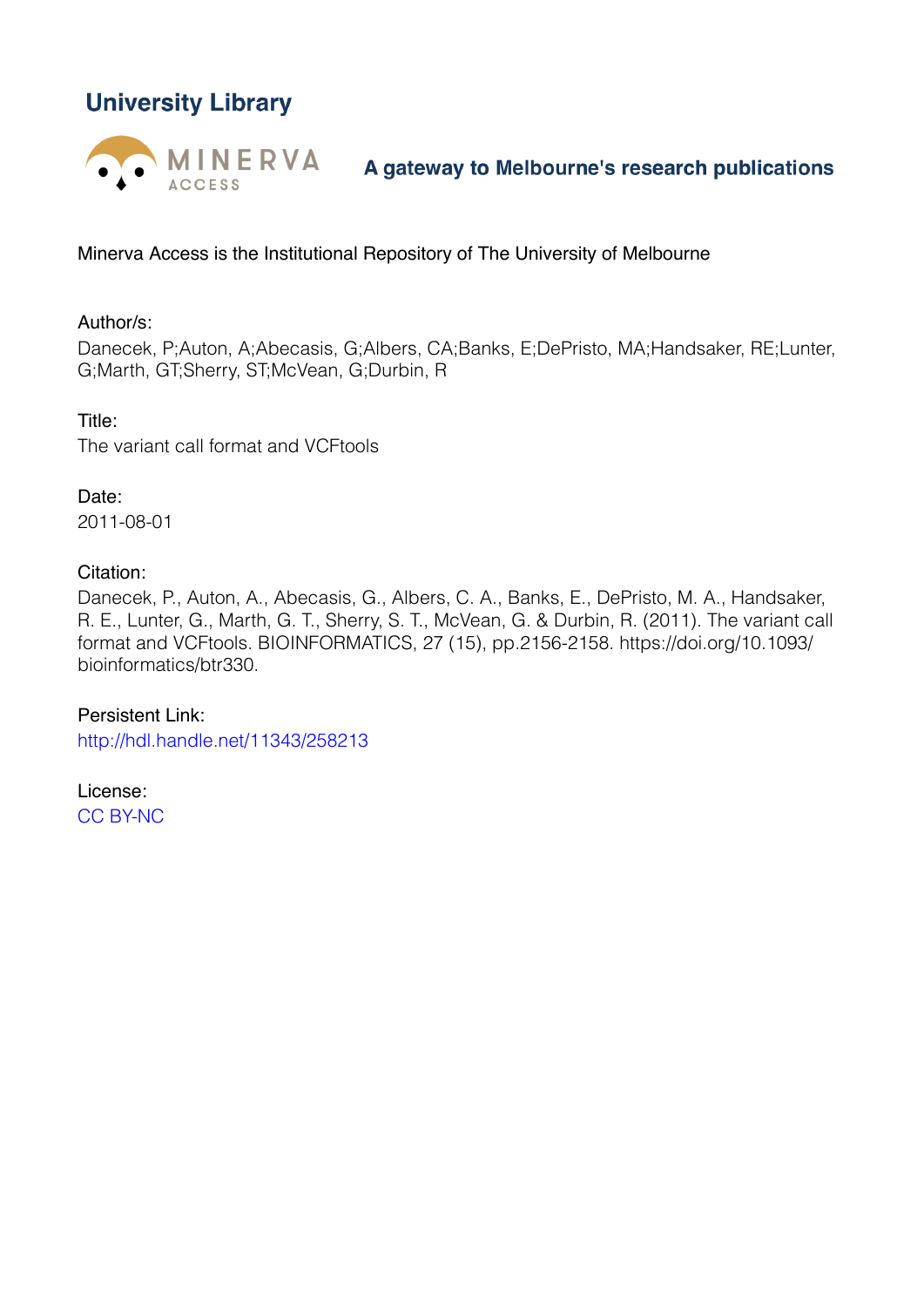# University Library

MINERVA ACCESS

**A gateway to Melbourne's research publications**

Minerva Access is the Institutional Repository of The University of Melbourne

**Author/s:**
Danecek, P;Auton, A;Abecasis, G;Albers, CA;Banks, E;DePristo, MA;Handsaker, RE;Lunter, G;Marth, GT;Sherry, ST;McVean, G;Durbin, R

**Title:**
The variant call format and VCFtools

**Date:**
2011-08-01

**Citation:**
Danecek, P., Auton, A., Abecasis, G., Albers, C. A., Banks, E., DePristo, M. A., Handsaker, R. E., Lunter, G., Marth, G. T., Sherry, S. T., McVean, G. & Durbin, R. (2011). The variant call format and VCFtools. BIOINFORMATICS, 27 (15), pp.2156-2158. https://doi.org/10.1093/bioinformatics/btr330.

**Persistent Link:**
http://hdl.handle.net/11343/258213

**License:**
CC BY-NC